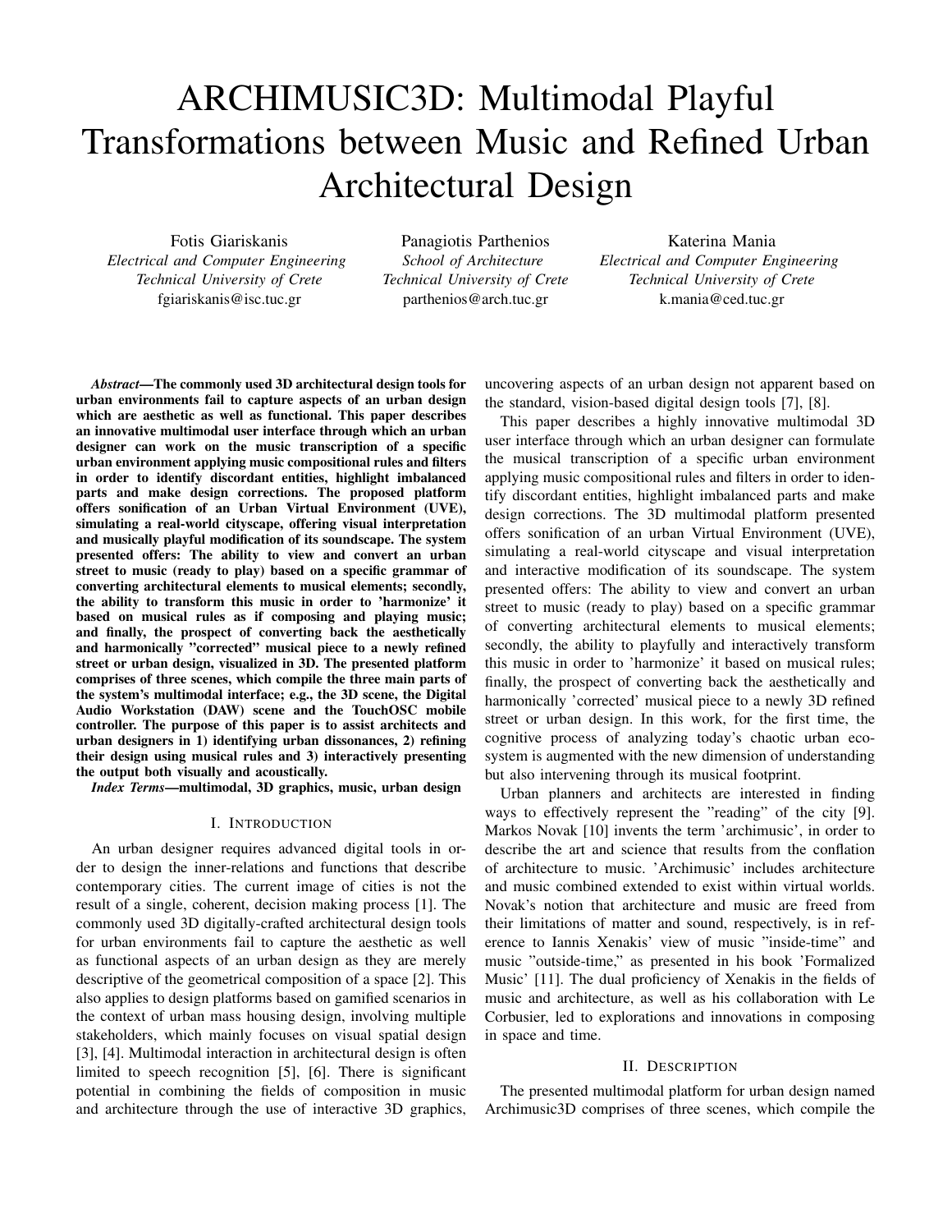# ARCHIMUSIC3D: Multimodal Playful Transformations between Music and Refined Urban Architectural Design

Fotis Giariskanis
*Electrical and Computer Engineering*
*Technical University of Crete*
fgiariskanis@isc.tuc.gr

Panagiotis Parthenios
*School of Architecture*
*Technical University of Crete*
parthenios@arch.tuc.gr

Katerina Mania
*Electrical and Computer Engineering*
*Technical University of Crete*
k.mania@ced.tuc.gr

***Abstract*—The commonly used 3D architectural design tools for urban environments fail to capture aspects of an urban design which are aesthetic as well as functional. This paper describes an innovative multimodal user interface through which an urban designer can work on the music transcription of a specific urban environment applying music compositional rules and filters in order to identify discordant entities, highlight imbalanced parts and make design corrections. The proposed platform offers sonification of an Urban Virtual Environment (UVE), simulating a real-world cityscape, offering visual interpretation and musically playful modification of its soundscape. The system presented offers: The ability to view and convert an urban street to music (ready to play) based on a specific grammar of converting architectural elements to musical elements; secondly, the ability to transform this music in order to 'harmonize' it based on musical rules as if composing and playing music; and finally, the prospect of converting back the aesthetically and harmonically "corrected" musical piece to a newly refined street or urban design, visualized in 3D. The presented platform comprises of three scenes, which compile the three main parts of the system's multimodal interface; e.g., the 3D scene, the Digital Audio Workstation (DAW) scene and the TouchOSC mobile controller. The purpose of this paper is to assist architects and urban designers in 1) identifying urban dissonances, 2) refining their design using musical rules and 3) interactively presenting the output both visually and acoustically.**

***Index Terms*—multimodal, 3D graphics, music, urban design**

## I. Introduction

An urban designer requires advanced digital tools in order to design the inner-relations and functions that describe contemporary cities. The current image of cities is not the result of a single, coherent, decision making process [1]. The commonly used 3D digitally-crafted architectural design tools for urban environments fail to capture the aesthetic as well as functional aspects of an urban design as they are merely descriptive of the geometrical composition of a space [2]. This also applies to design platforms based on gamified scenarios in the context of urban mass housing design, involving multiple stakeholders, which mainly focuses on visual spatial design [3], [4]. Multimodal interaction in architectural design is often limited to speech recognition [5], [6]. There is significant potential in combining the fields of composition in music and architecture through the use of interactive 3D graphics, uncovering aspects of an urban design not apparent based on the standard, vision-based digital design tools [7], [8].

This paper describes a highly innovative multimodal 3D user interface through which an urban designer can formulate the musical transcription of a specific urban environment applying music compositional rules and filters in order to identify discordant entities, highlight imbalanced parts and make design corrections. The 3D multimodal platform presented offers sonification of an urban Virtual Environment (UVE), simulating a real-world cityscape and visual interpretation and interactive modification of its soundscape. The system presented offers: The ability to view and convert an urban street to music (ready to play) based on a specific grammar of converting architectural elements to musical elements; secondly, the ability to playfully and interactively transform this music in order to 'harmonize' it based on musical rules; finally, the prospect of converting back the aesthetically and harmonically 'corrected' musical piece to a newly 3D refined street or urban design. In this work, for the first time, the cognitive process of analyzing today's chaotic urban ecosystem is augmented with the new dimension of understanding but also intervening through its musical footprint.

Urban planners and architects are interested in finding ways to effectively represent the "reading" of the city [9]. Markos Novak [10] invents the term 'archimusic', in order to describe the art and science that results from the conflation of architecture to music. 'Archimusic' includes architecture and music combined extended to exist within virtual worlds. Novak's notion that architecture and music are freed from their limitations of matter and sound, respectively, is in reference to Iannis Xenakis' view of music "inside-time" and music "outside-time," as presented in his book 'Formalized Music' [11]. The dual proficiency of Xenakis in the fields of music and architecture, as well as his collaboration with Le Corbusier, led to explorations and innovations in composing in space and time.

## II. Description

The presented multimodal platform for urban design named Archimusic3D comprises of three scenes, which compile the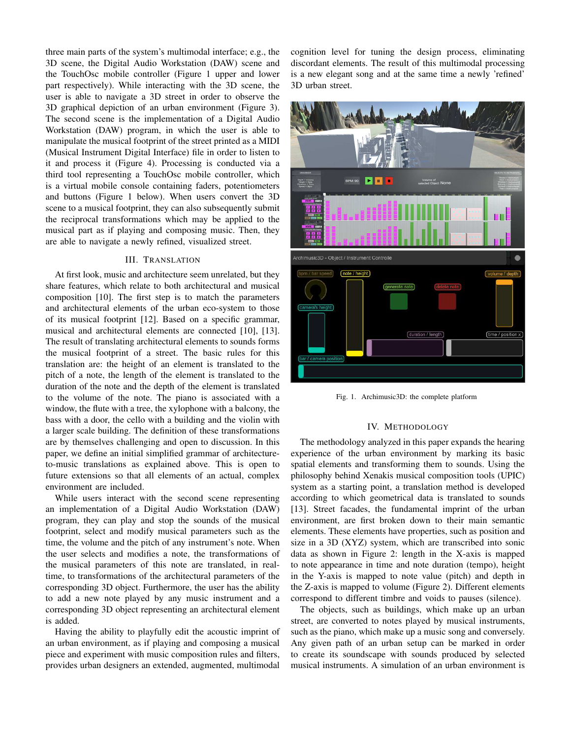three main parts of the system's multimodal interface; e.g., the 3D scene, the Digital Audio Workstation (DAW) scene and the TouchOsc mobile controller (Figure 1 upper and lower part respectively). While interacting with the 3D scene, the user is able to navigate a 3D street in order to observe the 3D graphical depiction of an urban environment (Figure 3). The second scene is the implementation of a Digital Audio Workstation (DAW) program, in which the user is able to manipulate the musical footprint of the street printed as a MIDI (Musical Instrument Digital Interface) file in order to listen to it and process it (Figure 4). Processing is conducted via a third tool representing a TouchOsc mobile controller, which is a virtual mobile console containing faders, potentiometers and buttons (Figure 1 below). When users convert the 3D scene to a musical footprint, they can also subsequently submit the reciprocal transformations which may be applied to the musical part as if playing and composing music. Then, they are able to navigate a newly refined, visualized street.

## III. Translation

At first look, music and architecture seem unrelated, but they share features, which relate to both architectural and musical composition [10]. The first step is to match the parameters and architectural elements of the urban eco-system to those of its musical footprint [12]. Based on a specific grammar, musical and architectural elements are connected [10], [13]. The result of translating architectural elements to sounds forms the musical footprint of a street. The basic rules for this translation are: the height of an element is translated to the pitch of a note, the length of the element is translated to the duration of the note and the depth of the element is translated to the volume of the note. The piano is associated with a window, the flute with a tree, the xylophone with a balcony, the bass with a door, the cello with a building and the violin with a larger scale building. The definition of these transformations are by themselves challenging and open to discussion. In this paper, we define an initial simplified grammar of architecture-to-music translations as explained above. This is open to future extensions so that all elements of an actual, complex environment are included.

While users interact with the second scene representing an implementation of a Digital Audio Workstation (DAW) program, they can play and stop the sounds of the musical footprint, select and modify musical parameters such as the time, the volume and the pitch of any instrument's note. When the user selects and modifies a note, the transformations of the musical parameters of this note are translated, in real-time, to transformations of the architectural parameters of the corresponding 3D object. Furthermore, the user has the ability to add a new note played by any music instrument and a corresponding 3D object representing an architectural element is added.

Having the ability to playfully edit the acoustic imprint of an urban environment, as if playing and composing a musical piece and experiment with music composition rules and filters, provides urban designers an extended, augmented, multimodal cognition level for tuning the design process, eliminating discordant elements. The result of this multimodal processing is a new elegant song and at the same time a newly 'refined' 3D urban street.

Fig. 1. Archimusic3D: the complete platform

## IV. Methodology

The methodology analyzed in this paper expands the hearing experience of the urban environment by marking its basic spatial elements and transforming them to sounds. Using the philosophy behind Xenakis musical composition tools (UPIC) system as a starting point, a translation method is developed according to which geometrical data is translated to sounds [13]. Street facades, the fundamental imprint of the urban environment, are first broken down to their main semantic elements. These elements have properties, such as position and size in a 3D (XYZ) system, which are transcribed into sonic data as shown in Figure 2: length in the X-axis is mapped to note appearance in time and note duration (tempo), height in the Y-axis is mapped to note value (pitch) and depth in the Z-axis is mapped to volume (Figure 2). Different elements correspond to different timbre and voids to pauses (silence).

The objects, such as buildings, which make up an urban street, are converted to notes played by musical instruments, such as the piano, which make up a music song and conversely. Any given path of an urban setup can be marked in order to create its soundscape with sounds produced by selected musical instruments. A simulation of an urban environment is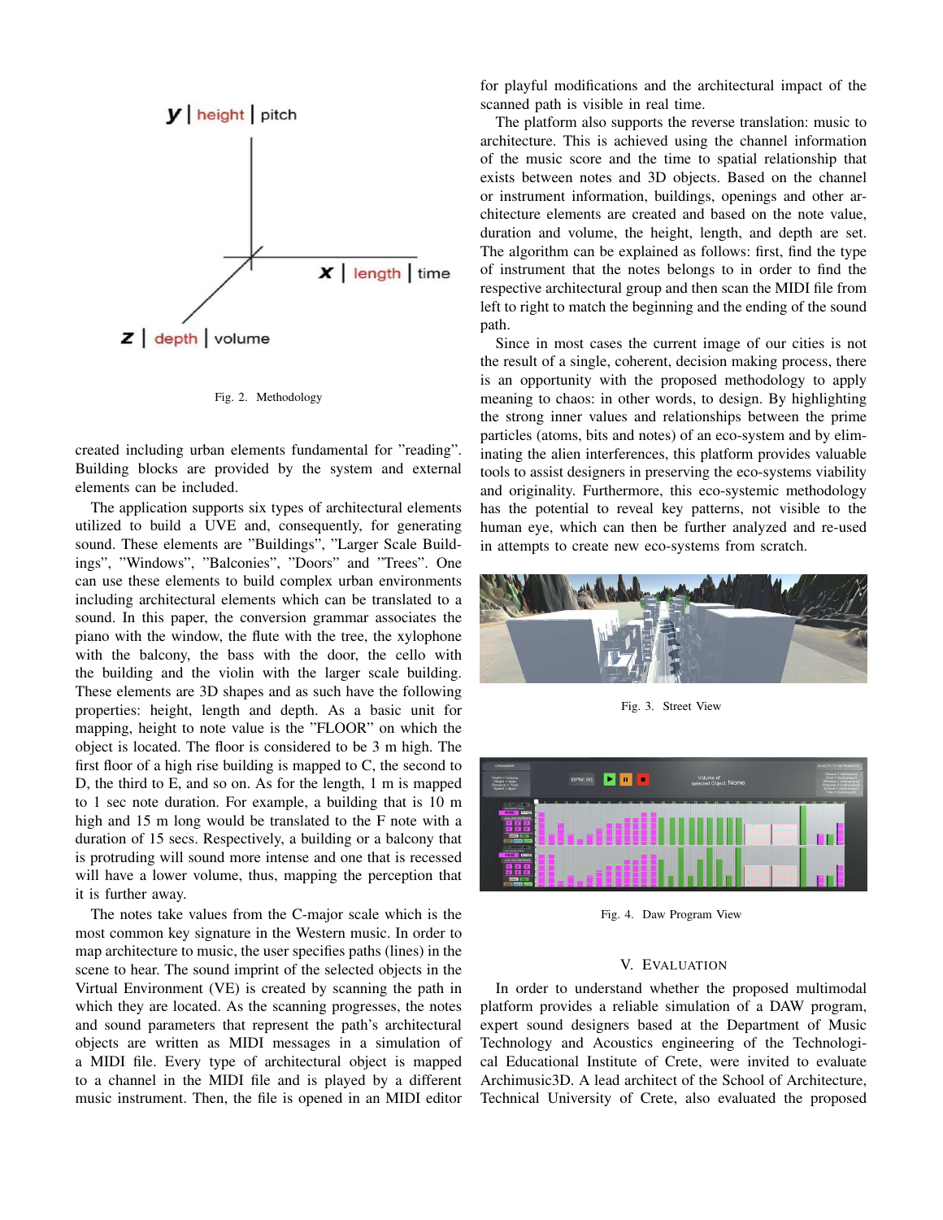y | height | pitch

x | length | time

z | depth | volume

Fig. 2. Methodology

created including urban elements fundamental for "reading". Building blocks are provided by the system and external elements can be included.

The application supports six types of architectural elements utilized to build a UVE and, consequently, for generating sound. These elements are "Buildings", "Larger Scale Buildings", "Windows", "Balconies", "Doors" and "Trees". One can use these elements to build complex urban environments including architectural elements which can be translated to a sound. In this paper, the conversion grammar associates the piano with the window, the flute with the tree, the xylophone with the balcony, the bass with the door, the cello with the building and the violin with the larger scale building. These elements are 3D shapes and as such have the following properties: height, length and depth. As a basic unit for mapping, height to note value is the "FLOOR" on which the object is located. The floor is considered to be 3 m high. The first floor of a high rise building is mapped to C, the second to D, the third to E, and so on. As for the length, 1 m is mapped to 1 sec note duration. For example, a building that is 10 m high and 15 m long would be translated to the F note with a duration of 15 secs. Respectively, a building or a balcony that is protruding will sound more intense and one that is recessed will have a lower volume, thus, mapping the perception that it is further away.

The notes take values from the C-major scale which is the most common key signature in the Western music. In order to map architecture to music, the user specifies paths (lines) in the scene to hear. The sound imprint of the selected objects in the Virtual Environment (VE) is created by scanning the path in which they are located. As the scanning progresses, the notes and sound parameters that represent the path's architectural objects are written as MIDI messages in a simulation of a MIDI file. Every type of architectural object is mapped to a channel in the MIDI file and is played by a different music instrument. Then, the file is opened in an MIDI editor for playful modifications and the architectural impact of the scanned path is visible in real time.

The platform also supports the reverse translation: music to architecture. This is achieved using the channel information of the music score and the time to spatial relationship that exists between notes and 3D objects. Based on the channel or instrument information, buildings, openings and other architecture elements are created and based on the note value, duration and volume, the height, length, and depth are set. The algorithm can be explained as follows: first, find the type of instrument that the notes belongs to in order to find the respective architectural group and then scan the MIDI file from left to right to match the beginning and the ending of the sound path.

Since in most cases the current image of our cities is not the result of a single, coherent, decision making process, there is an opportunity with the proposed methodology to apply meaning to chaos: in other words, to design. By highlighting the strong inner values and relationships between the prime particles (atoms, bits and notes) of an eco-system and by eliminating the alien interferences, this platform provides valuable tools to assist designers in preserving the eco-systems viability and originality. Furthermore, this eco-systemic methodology has the potential to reveal key patterns, not visible to the human eye, which can then be further analyzed and re-used in attempts to create new eco-systems from scratch.

Fig. 3. Street View

Fig. 4. Daw Program View

## V. Evaluation

In order to understand whether the proposed multimodal platform provides a reliable simulation of a DAW program, expert sound designers based at the Department of Music Technology and Acoustics engineering of the Technological Educational Institute of Crete, were invited to evaluate Archimusic3D. A lead architect of the School of Architecture, Technical University of Crete, also evaluated the proposed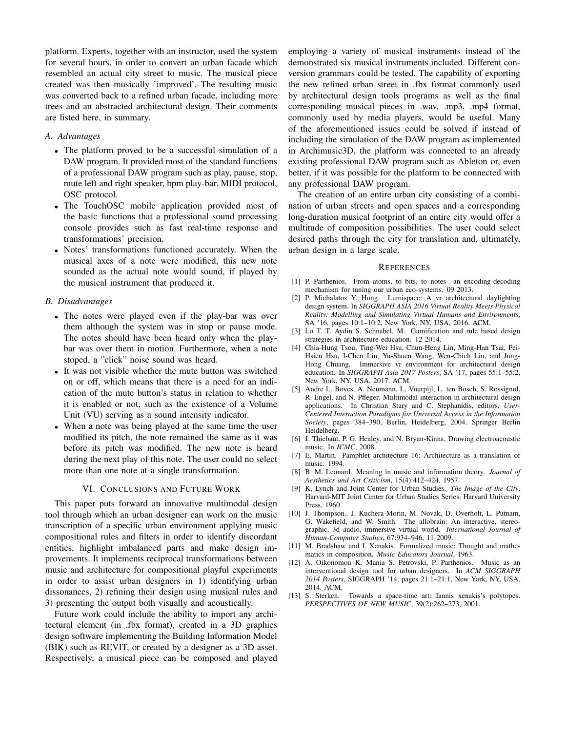platform. Experts, together with an instructor, used the system for several hours, in order to convert an urban facade which resembled an actual city street to music. The musical piece created was then musically 'improved'. The resulting music was converted back to a refined urban facade, including more trees and an abstracted architectural design. Their comments are listed here, in summary.

### *A. Advantages*

- The platform proved to be a successful simulation of a DAW program. It provided most of the standard functions of a professional DAW program such as play, pause, stop, mute left and right speaker, bpm play-bar, MIDI protocol, OSC protocol.
- The TouchOSC mobile application provided most of the basic functions that a professional sound processing console provides such as fast real-time response and transformations' precision.
- Notes' transformations functioned accurately. When the musical axes of a note were modified, this new note sounded as the actual note would sound, if played by the musical instrument that produced it.

### *B. Disadvantages*

- The notes were played even if the play-bar was over them although the system was in stop or pause mode. The notes should have been heard only when the play-bar was over them in motion. Furthermore, when a note stoped, a "click" noise sound was heard.
- It was not visible whether the mute button was switched on or off, which means that there is a need for an indication of the mute button's status in relation to whether it is enabled or not, such as the existence of a Volume Unit (VU) serving as a sound intensity indicator.
- When a note was being played at the same time the user modified its pitch, the note remained the same as it was before its pitch was modified. The new note is heard during the next play of this note. The user could no select more than one note at a single transformation.

## VI. Conclusions and Future Work

This paper puts forward an innovative multimodal design tool through which an urban designer can work on the music transcription of a specific urban environment applying music compositional rules and filters in order to identify discordant entities, highlight imbalanced parts and make design improvements. It implements reciprocal transformations between music and architecture for compositional playful experiments in order to assist urban designers in 1) identifying urban dissonances, 2) refining their design using musical rules and 3) presenting the output both visually and acoustically.

Future work could include the ability to import any architectural element (in .fbx format), created in a 3D graphics design software implementing the Building Information Model (BIK) such as REVIT, or created by a designer as a 3D asset. Respectively, a musical piece can be composed and played employing a variety of musical instruments instead of the demonstrated six musical instruments included. Different conversion grammars could be tested. The capability of exporting the new refined urban street in .fbx format commonly used by architectural design tools programs as well as the final corresponding musical pieces in .wav, .mp3, .mp4 format, commonly used by media players, would be useful. Many of the aforementioned issues could be solved if instead of including the simulation of the DAW program as implemented in Archimusic3D, the platform was connected to an already existing professional DAW program such as Ableton or, even better, if it was possible for the platform to be connected with any professional DAW program.

The creation of an entire urban city consisting of a combination of urban streets and open spaces and a corresponding long-duration musical footprint of an entire city would offer a multitude of composition possibilities. The user could select desired paths through the city for translation and, ultimately, urban design in a large scale.

## References

[1] P. Parthenios. From atoms, to bits, to notes an encoding-decoding mechanism for tuning our urban eco-systems. 09 2013.

[2] P. Michalatos Y. Hong. Lumispace: A vr architectural daylighting design system. In *SIGGRAPH ASIA 2016 Virtual Reality Meets Physical Reality: Modelling and Simulating Virtual Humans and Environments*, SA '16, pages 10:1–10:2, New York, NY, USA, 2016. ACM.

[3] Lo T. T. Aydin S. Schnabel, M. Gamification and rule based design strategies in architecture education. 12 2014.

[4] Chia-Hung Tsou, Ting-Wei Hsu, Chun-Heng Lin, Ming-Han Tsai, Pei-Hsien Hsu, I-Chen Lin, Yu-Shuen Wang, Wen-Chieh Lin, and Jung-Hong Chuang. Immersive vr environment for architectural design education. In *SIGGRAPH Asia 2017 Posters*, SA '17, pages 55:1–55:2, New York, NY, USA, 2017. ACM.

[5] Andre L. Boves, A. Neumann, L. Vuurpijl, L. ten Bosch, S. Rossignol, R. Engel, and N. Pfleger. Multimodal interaction in architectural design applications. In Christian Stary and C. Stephanidis, editors, *User-Centered Interaction Paradigms for Universal Access in the Information Society*, pages 384–390, Berlin, Heidelberg, 2004. Springer Berlin Heidelberg.

[6] J. Thiebaut, P. G. Healey, and N. Bryan-Kinns. Drawing electroacoustic music. In *ICMC*, 2008.

[7] E. Martin. Pamphlet architecture 16: Architecture as a translation of music. 1994.

[8] B. M. Leonard. Meaning in music and information theory. *Journal of Aesthetics and Art Criticism*, 15(4):412–424, 1957.

[9] K. Lynch and Joint Center for Urban Studies. *The Image of the City*. Harvard-MIT Joint Center for Urban Studies Series. Harvard University Press, 1960.

[10] J. Thompson., J. Kuchera-Morin, M. Novak, D. Overholt, L. Putnam, G. Wakefield, and W. Smith. The allobrain: An interactive, stereographic, 3d audio, immersive virtual world. *International Journal of Human-Computer Studies*, 67:934–946, 11 2009.

[11] M. Bradshaw and I. Xenakis. Formalized music: Thought and mathematics in composition. *Music Educators Journal*, 1963.

[12] A. Oikonomou K. Mania S. Petrovski, P. Parthenios. Music as an interventional design tool for urban designers. In *ACM SIGGRAPH 2014 Posters*, SIGGRAPH '14, pages 21:1–21:1, New York, NY, USA, 2014. ACM.

[13] S. Sterken. Towards a space-time art: Iannis xenakis's polytopes. *PERSPECTIVES OF NEW MUSIC*, 39(2):262–273, 2001.